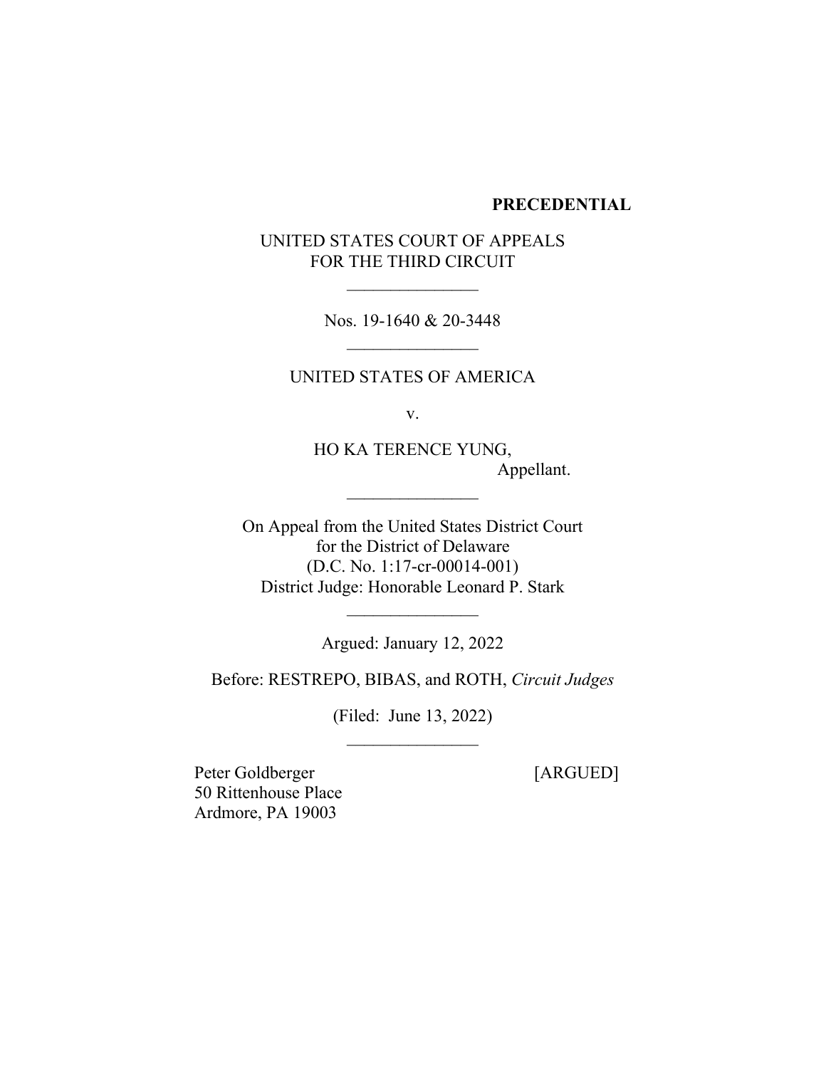**PRECEDENTIAL**

UNITED STATES COURT OF APPEALS
FOR THE THIRD CIRCUIT

\_\_\_\_\_\_\_\_\_\_\_\_\_\_\_

Nos. 19-1640 & 20-3448

\_\_\_\_\_\_\_\_\_\_\_\_\_\_\_

UNITED STATES OF AMERICA

v.

HO KA TERENCE YUNG,
Appellant.

\_\_\_\_\_\_\_\_\_\_\_\_\_\_\_

On Appeal from the United States District Court
for the District of Delaware
(D.C. No. 1:17-cr-00014-001)
District Judge: Honorable Leonard P. Stark

\_\_\_\_\_\_\_\_\_\_\_\_\_\_\_

Argued: January 12, 2022

Before: RESTREPO, BIBAS, and ROTH, *Circuit Judges*

(Filed: June 13, 2022)

\_\_\_\_\_\_\_\_\_\_\_\_\_\_\_

Peter Goldberger [ARGUED]
50 Rittenhouse Place
Ardmore, PA 19003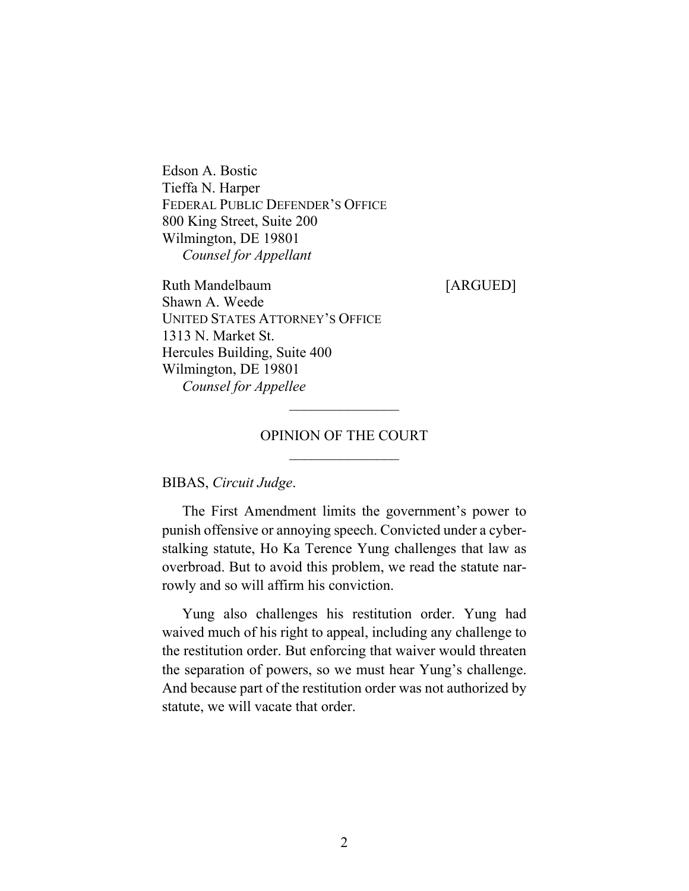Edson A. Bostic
Tieffa N. Harper
FEDERAL PUBLIC DEFENDER'S OFFICE
800 King Street, Suite 200
Wilmington, DE 19801
*Counsel for Appellant*

Ruth Mandelbaum [ARGUED]
Shawn A. Weede
UNITED STATES ATTORNEY'S OFFICE
1313 N. Market St.
Hercules Building, Suite 400
Wilmington, DE 19801
*Counsel for Appellee*

---

OPINION OF THE COURT

---

BIBAS, *Circuit Judge*.

The First Amendment limits the government's power to punish offensive or annoying speech. Convicted under a cyberstalking statute, Ho Ka Terence Yung challenges that law as overbroad. But to avoid this problem, we read the statute narrowly and so will affirm his conviction.

Yung also challenges his restitution order. Yung had waived much of his right to appeal, including any challenge to the restitution order. But enforcing that waiver would threaten the separation of powers, so we must hear Yung's challenge. And because part of the restitution order was not authorized by statute, we will vacate that order.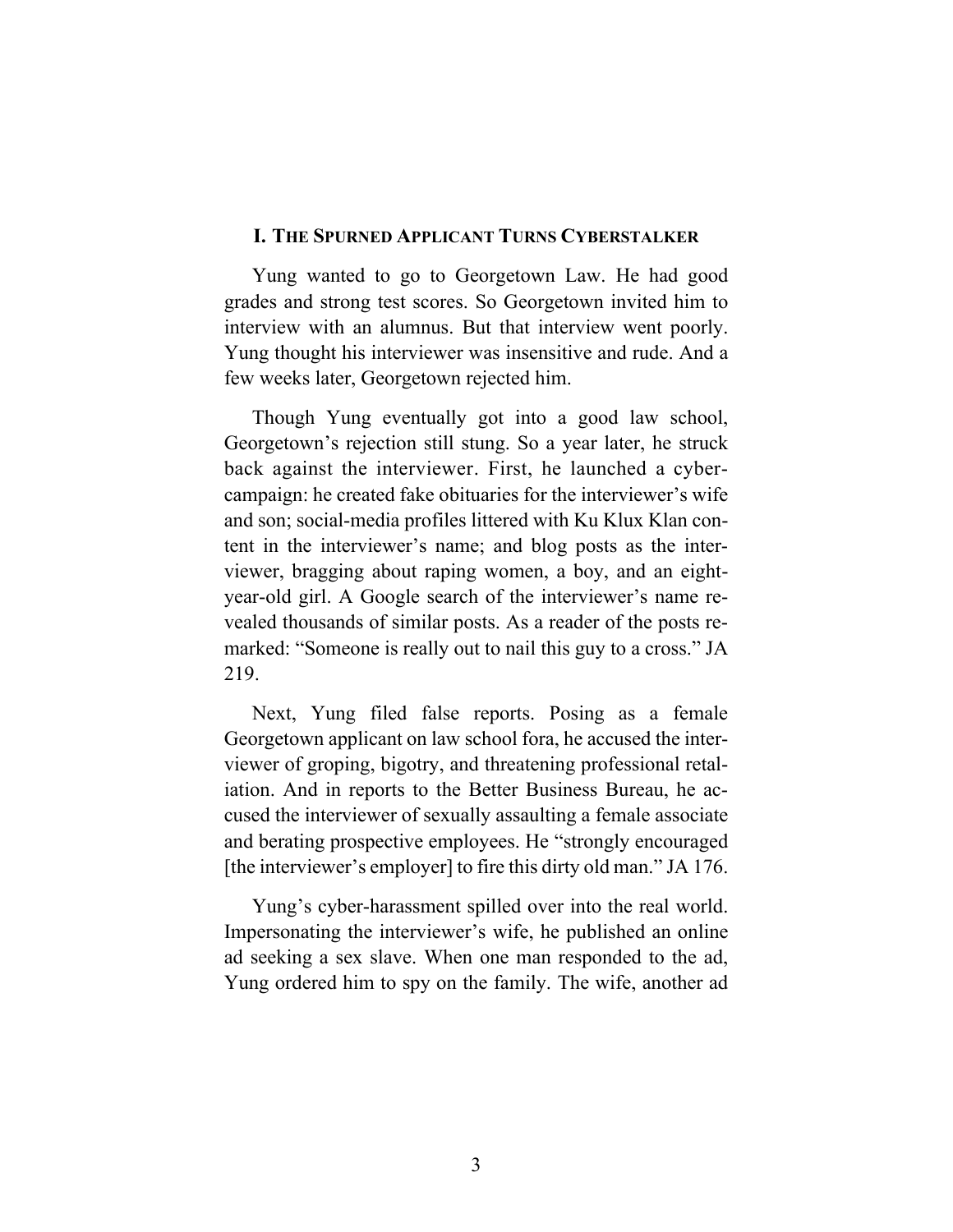## I. The Spurned Applicant Turns Cyberstalker

Yung wanted to go to Georgetown Law. He had good grades and strong test scores. So Georgetown invited him to interview with an alumnus. But that interview went poorly. Yung thought his interviewer was insensitive and rude. And a few weeks later, Georgetown rejected him.

Though Yung eventually got into a good law school, Georgetown's rejection still stung. So a year later, he struck back against the interviewer. First, he launched a cyber-campaign: he created fake obituaries for the interviewer's wife and son; social-media profiles littered with Ku Klux Klan content in the interviewer's name; and blog posts as the interviewer, bragging about raping women, a boy, and an eight-year-old girl. A Google search of the interviewer's name revealed thousands of similar posts. As a reader of the posts remarked: "Someone is really out to nail this guy to a cross." JA 219.

Next, Yung filed false reports. Posing as a female Georgetown applicant on law school fora, he accused the interviewer of groping, bigotry, and threatening professional retaliation. And in reports to the Better Business Bureau, he accused the interviewer of sexually assaulting a female associate and berating prospective employees. He "strongly encouraged [the interviewer's employer] to fire this dirty old man." JA 176.

Yung's cyber-harassment spilled over into the real world. Impersonating the interviewer's wife, he published an online ad seeking a sex slave. When one man responded to the ad, Yung ordered him to spy on the family. The wife, another ad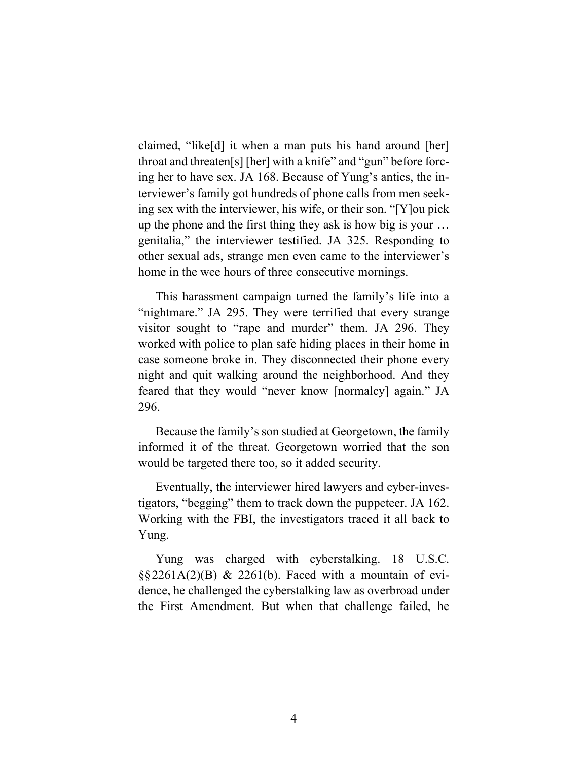claimed, "like[d] it when a man puts his hand around [her] throat and threaten[s] [her] with a knife" and "gun" before forcing her to have sex. JA 168. Because of Yung's antics, the interviewer's family got hundreds of phone calls from men seeking sex with the interviewer, his wife, or their son. "[Y]ou pick up the phone and the first thing they ask is how big is your … genitalia," the interviewer testified. JA 325. Responding to other sexual ads, strange men even came to the interviewer's home in the wee hours of three consecutive mornings.

This harassment campaign turned the family's life into a "nightmare." JA 295. They were terrified that every strange visitor sought to "rape and murder" them. JA 296. They worked with police to plan safe hiding places in their home in case someone broke in. They disconnected their phone every night and quit walking around the neighborhood. And they feared that they would "never know [normalcy] again." JA 296.

Because the family's son studied at Georgetown, the family informed it of the threat. Georgetown worried that the son would be targeted there too, so it added security.

Eventually, the interviewer hired lawyers and cyber-investigators, "begging" them to track down the puppeteer. JA 162. Working with the FBI, the investigators traced it all back to Yung.

Yung was charged with cyberstalking. 18 U.S.C. §§2261A(2)(B) & 2261(b). Faced with a mountain of evidence, he challenged the cyberstalking law as overbroad under the First Amendment. But when that challenge failed, he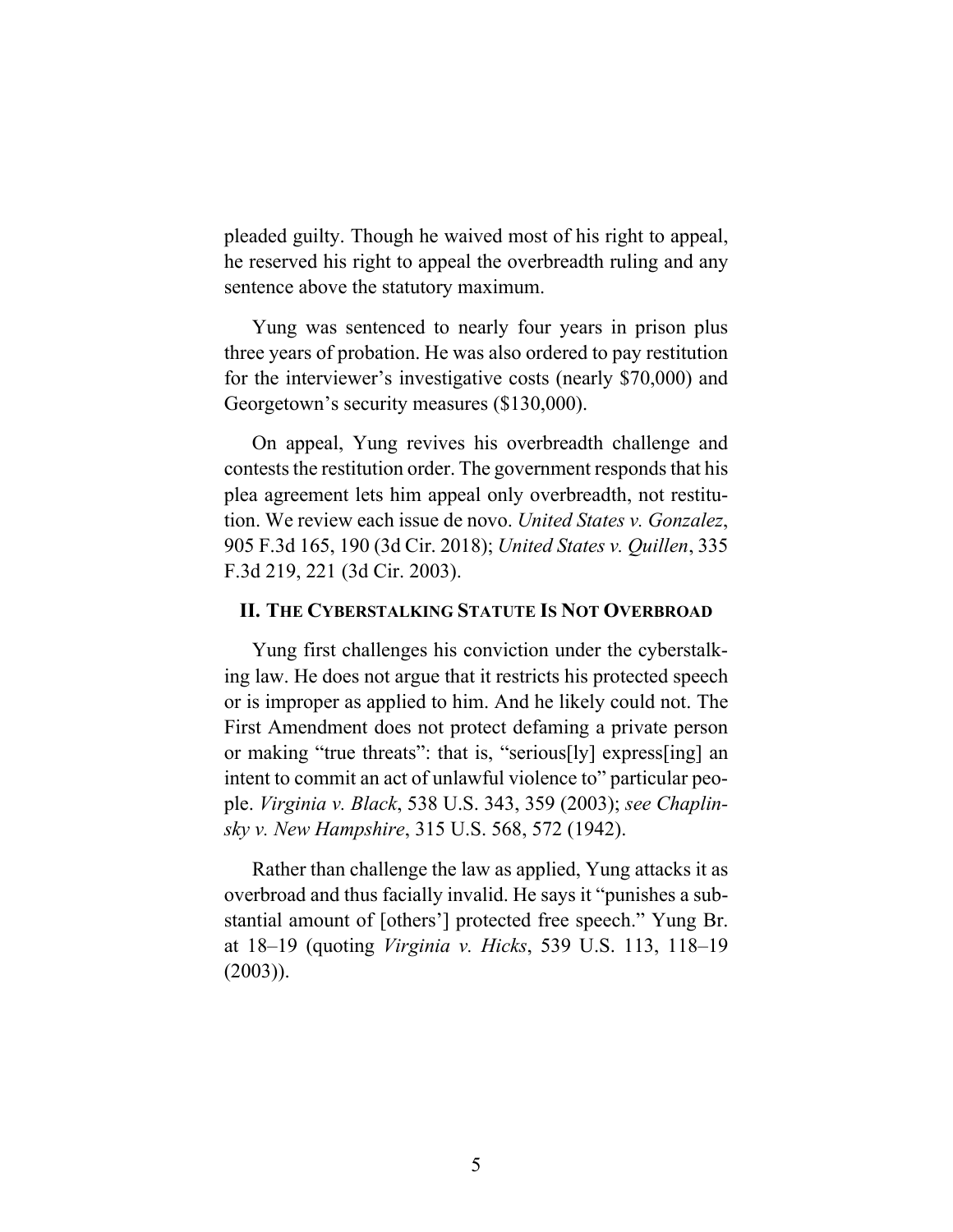pleaded guilty. Though he waived most of his right to appeal, he reserved his right to appeal the overbreadth ruling and any sentence above the statutory maximum.

Yung was sentenced to nearly four years in prison plus three years of probation. He was also ordered to pay restitution for the interviewer's investigative costs (nearly $70,000) and Georgetown's security measures ($130,000).

On appeal, Yung revives his overbreadth challenge and contests the restitution order. The government responds that his plea agreement lets him appeal only overbreadth, not restitution. We review each issue de novo. *United States v. Gonzalez*, 905 F.3d 165, 190 (3d Cir. 2018); *United States v. Quillen*, 335 F.3d 219, 221 (3d Cir. 2003).

## II. THE CYBERSTALKING STATUTE IS NOT OVERBROAD

Yung first challenges his conviction under the cyberstalking law. He does not argue that it restricts his protected speech or is improper as applied to him. And he likely could not. The First Amendment does not protect defaming a private person or making "true threats": that is, "serious[ly] express[ing] an intent to commit an act of unlawful violence to" particular people. *Virginia v. Black*, 538 U.S. 343, 359 (2003); *see Chaplinsky v. New Hampshire*, 315 U.S. 568, 572 (1942).

Rather than challenge the law as applied, Yung attacks it as overbroad and thus facially invalid. He says it "punishes a substantial amount of [others'] protected free speech." Yung Br. at 18–19 (quoting *Virginia v. Hicks*, 539 U.S. 113, 118–19 (2003)).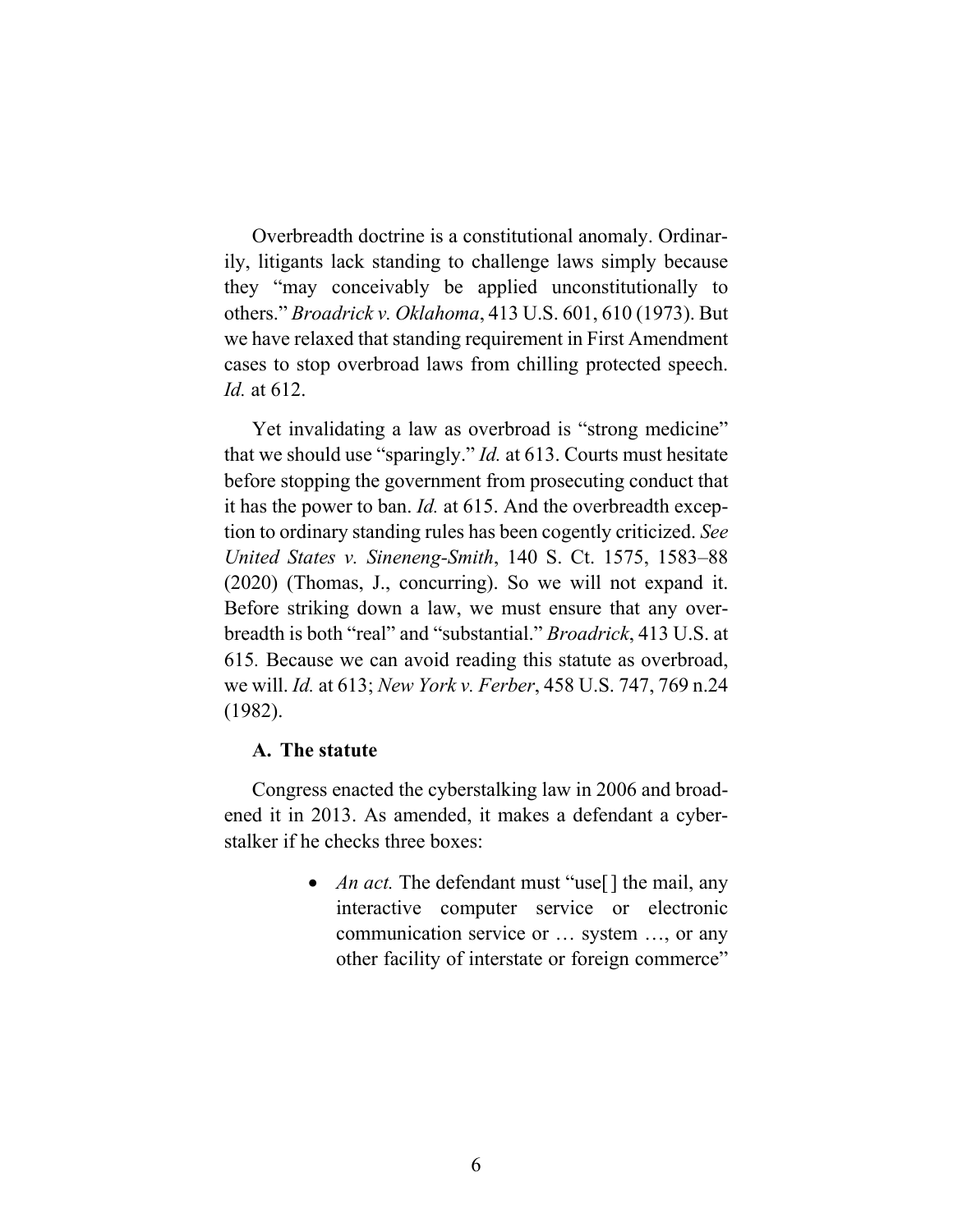Overbreadth doctrine is a constitutional anomaly. Ordinarily, litigants lack standing to challenge laws simply because they "may conceivably be applied unconstitutionally to others." *Broadrick v. Oklahoma*, 413 U.S. 601, 610 (1973). But we have relaxed that standing requirement in First Amendment cases to stop overbroad laws from chilling protected speech. *Id.* at 612.

Yet invalidating a law as overbroad is "strong medicine" that we should use "sparingly." *Id.* at 613. Courts must hesitate before stopping the government from prosecuting conduct that it has the power to ban. *Id.* at 615. And the overbreadth exception to ordinary standing rules has been cogently criticized. *See United States v. Sineneng-Smith*, 140 S. Ct. 1575, 1583–88 (2020) (Thomas, J., concurring). So we will not expand it. Before striking down a law, we must ensure that any overbreadth is both "real" and "substantial." *Broadrick*, 413 U.S. at 615. Because we can avoid reading this statute as overbroad, we will. *Id.* at 613; *New York v. Ferber*, 458 U.S. 747, 769 n.24 (1982).

### A. The statute

Congress enacted the cyberstalking law in 2006 and broadened it in 2013. As amended, it makes a defendant a cyberstalker if he checks three boxes:

- *An act.* The defendant must "use[ ] the mail, any interactive computer service or electronic communication service or … system …, or any other facility of interstate or foreign commerce"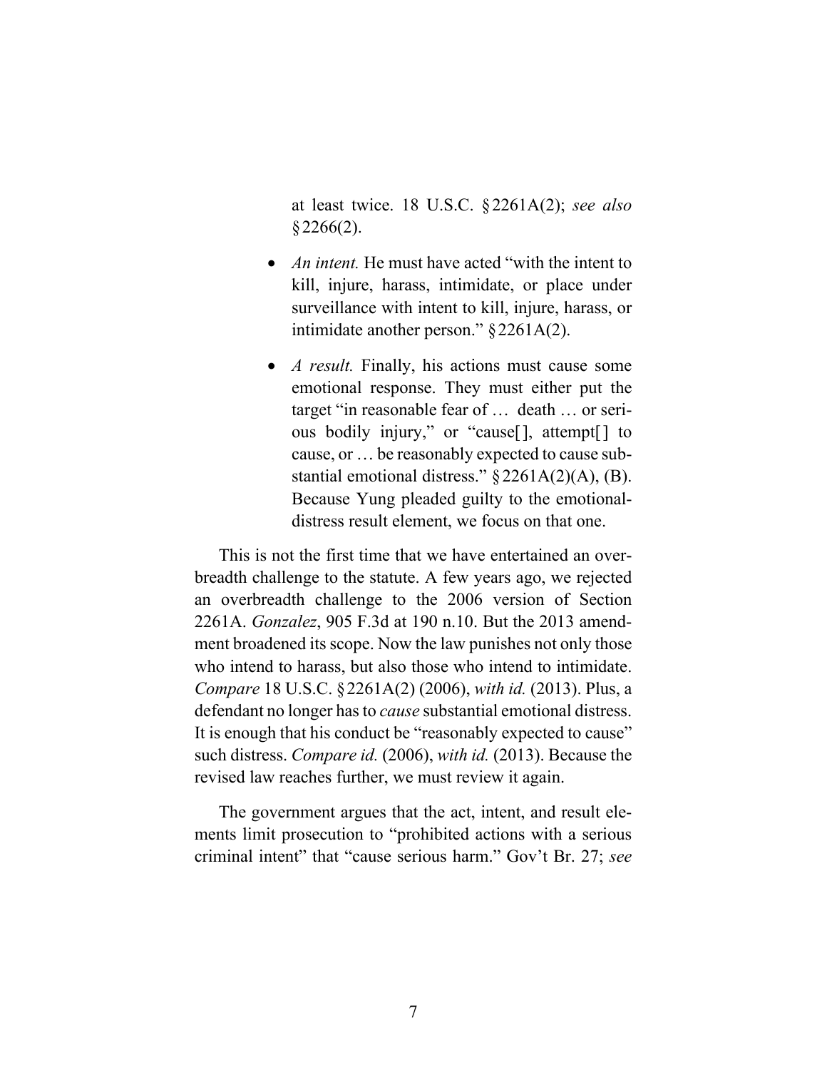at least twice. 18 U.S.C. §2261A(2); *see also* §2266(2).

- *An intent.* He must have acted "with the intent to kill, injure, harass, intimidate, or place under surveillance with intent to kill, injure, harass, or intimidate another person." §2261A(2).

- *A result.* Finally, his actions must cause some emotional response. They must either put the target "in reasonable fear of … death … or serious bodily injury," or "cause[], attempt[] to cause, or … be reasonably expected to cause substantial emotional distress." §2261A(2)(A), (B). Because Yung pleaded guilty to the emotional-distress result element, we focus on that one.

This is not the first time that we have entertained an overbreadth challenge to the statute. A few years ago, we rejected an overbreadth challenge to the 2006 version of Section 2261A. *Gonzalez*, 905 F.3d at 190 n.10. But the 2013 amendment broadened its scope. Now the law punishes not only those who intend to harass, but also those who intend to intimidate. *Compare* 18 U.S.C. §2261A(2) (2006), *with id.* (2013). Plus, a defendant no longer has to *cause* substantial emotional distress. It is enough that his conduct be "reasonably expected to cause" such distress. *Compare id.* (2006), *with id.* (2013). Because the revised law reaches further, we must review it again.

The government argues that the act, intent, and result elements limit prosecution to "prohibited actions with a serious criminal intent" that "cause serious harm." Gov't Br. 27; *see*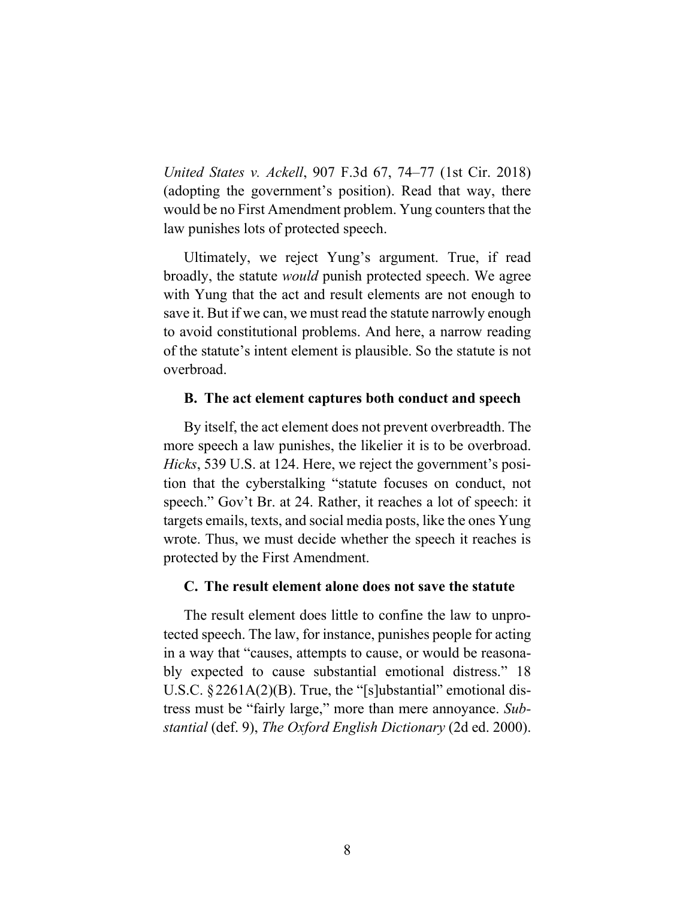*United States v. Ackell*, 907 F.3d 67, 74–77 (1st Cir. 2018) (adopting the government's position). Read that way, there would be no First Amendment problem. Yung counters that the law punishes lots of protected speech.

Ultimately, we reject Yung's argument. True, if read broadly, the statute *would* punish protected speech. We agree with Yung that the act and result elements are not enough to save it. But if we can, we must read the statute narrowly enough to avoid constitutional problems. And here, a narrow reading of the statute's intent element is plausible. So the statute is not overbroad.

**B. The act element captures both conduct and speech**

By itself, the act element does not prevent overbreadth. The more speech a law punishes, the likelier it is to be overbroad. *Hicks*, 539 U.S. at 124. Here, we reject the government's position that the cyberstalking "statute focuses on conduct, not speech." Gov't Br. at 24. Rather, it reaches a lot of speech: it targets emails, texts, and social media posts, like the ones Yung wrote. Thus, we must decide whether the speech it reaches is protected by the First Amendment.

**C. The result element alone does not save the statute**

The result element does little to confine the law to unprotected speech. The law, for instance, punishes people for acting in a way that "causes, attempts to cause, or would be reasonably expected to cause substantial emotional distress." 18 U.S.C. § 2261A(2)(B). True, the "[s]ubstantial" emotional distress must be "fairly large," more than mere annoyance. *Substantial* (def. 9), *The Oxford English Dictionary* (2d ed. 2000).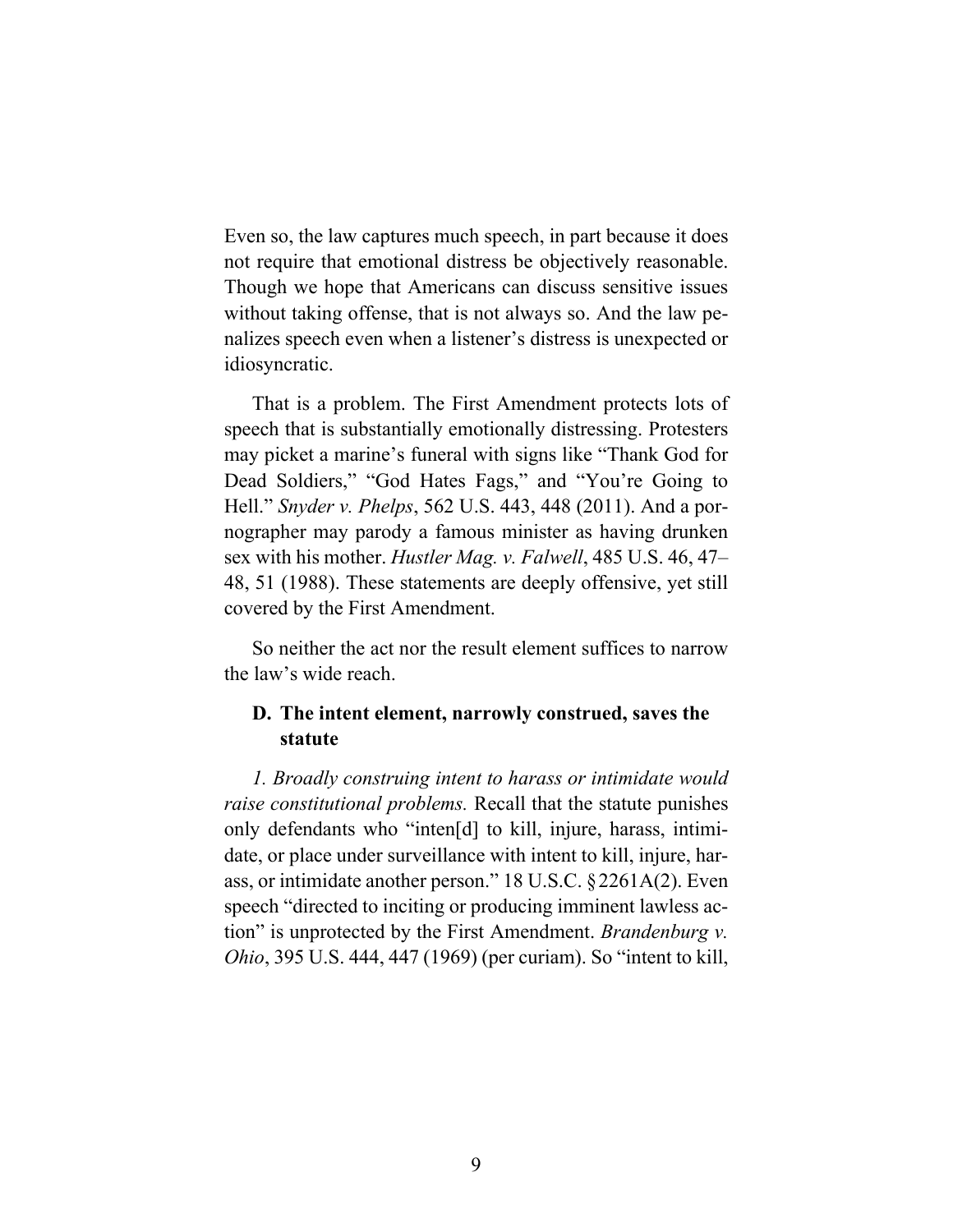Even so, the law captures much speech, in part because it does not require that emotional distress be objectively reasonable. Though we hope that Americans can discuss sensitive issues without taking offense, that is not always so. And the law penalizes speech even when a listener's distress is unexpected or idiosyncratic.

That is a problem. The First Amendment protects lots of speech that is substantially emotionally distressing. Protesters may picket a marine's funeral with signs like "Thank God for Dead Soldiers," "God Hates Fags," and "You're Going to Hell." *Snyder v. Phelps*, 562 U.S. 443, 448 (2011). And a pornographer may parody a famous minister as having drunken sex with his mother. *Hustler Mag. v. Falwell*, 485 U.S. 46, 47–48, 51 (1988). These statements are deeply offensive, yet still covered by the First Amendment.

So neither the act nor the result element suffices to narrow the law's wide reach.

### D. The intent element, narrowly construed, saves the statute

*1. Broadly construing intent to harass or intimidate would raise constitutional problems.* Recall that the statute punishes only defendants who "inten[d] to kill, injure, harass, intimidate, or place under surveillance with intent to kill, injure, harass, or intimidate another person." 18 U.S.C. § 2261A(2). Even speech "directed to inciting or producing imminent lawless action" is unprotected by the First Amendment. *Brandenburg v. Ohio*, 395 U.S. 444, 447 (1969) (per curiam). So "intent to kill,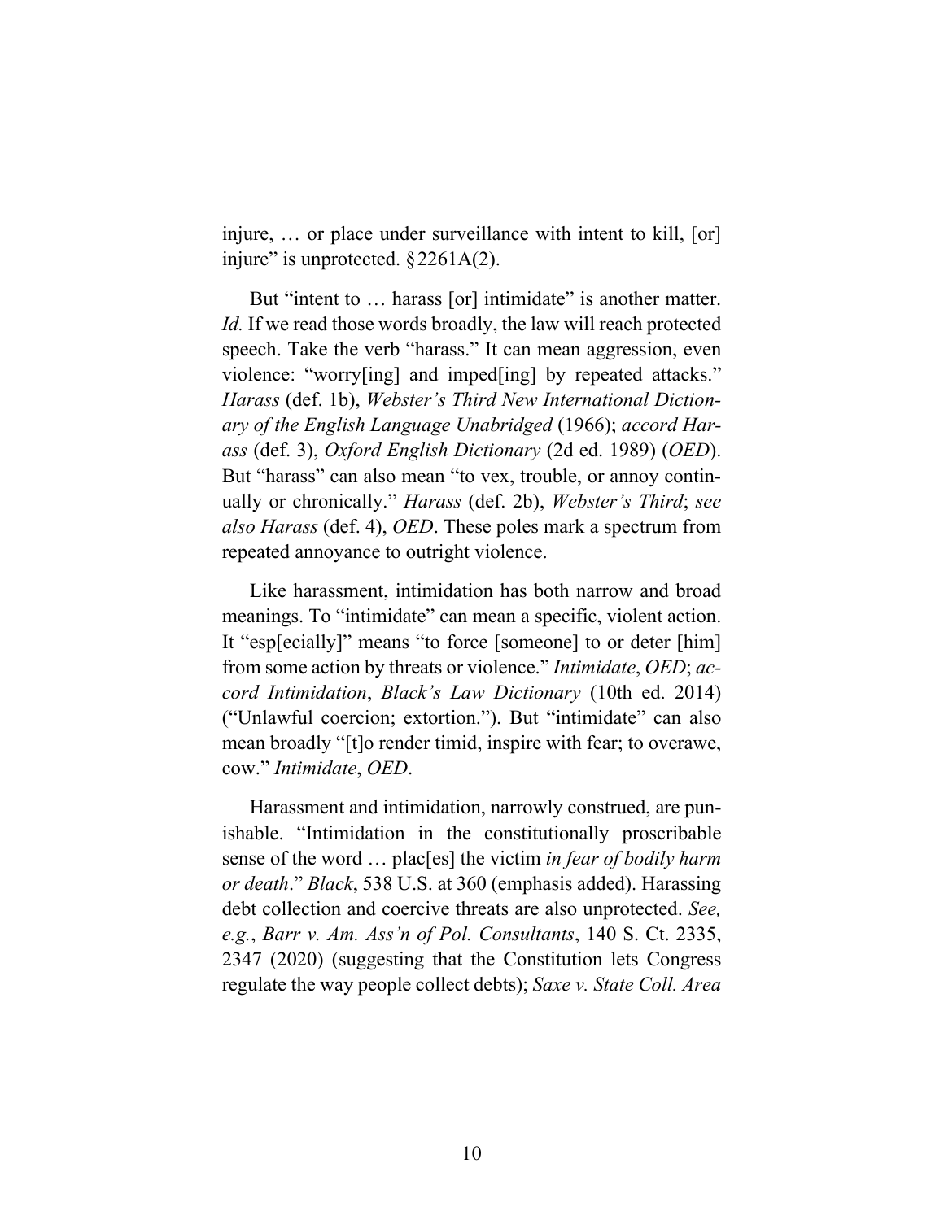injure, … or place under surveillance with intent to kill, [or] injure" is unprotected. § 2261A(2).

But "intent to … harass [or] intimidate" is another matter. *Id.* If we read those words broadly, the law will reach protected speech. Take the verb "harass." It can mean aggression, even violence: "worry[ing] and imped[ing] by repeated attacks." *Harass* (def. 1b), *Webster's Third New International Dictionary of the English Language Unabridged* (1966); *accord Harass* (def. 3), *Oxford English Dictionary* (2d ed. 1989) (*OED*). But "harass" can also mean "to vex, trouble, or annoy continually or chronically." *Harass* (def. 2b), *Webster's Third*; *see also Harass* (def. 4), *OED*. These poles mark a spectrum from repeated annoyance to outright violence.

Like harassment, intimidation has both narrow and broad meanings. To "intimidate" can mean a specific, violent action. It "esp[ecially]" means "to force [someone] to or deter [him] from some action by threats or violence." *Intimidate*, *OED*; *accord Intimidation*, *Black's Law Dictionary* (10th ed. 2014) ("Unlawful coercion; extortion."). But "intimidate" can also mean broadly "[t]o render timid, inspire with fear; to overawe, cow." *Intimidate*, *OED*.

Harassment and intimidation, narrowly construed, are punishable. "Intimidation in the constitutionally proscribable sense of the word … plac[es] the victim *in fear of bodily harm or death*." *Black*, 538 U.S. at 360 (emphasis added). Harassing debt collection and coercive threats are also unprotected. *See, e.g.*, *Barr v. Am. Ass'n of Pol. Consultants*, 140 S. Ct. 2335, 2347 (2020) (suggesting that the Constitution lets Congress regulate the way people collect debts); *Saxe v. State Coll. Area*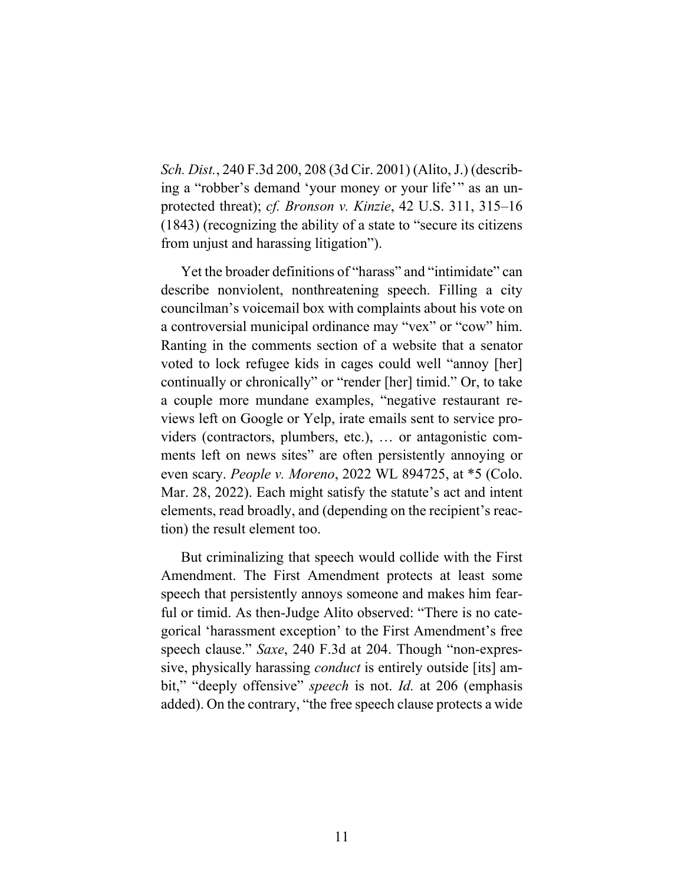*Sch. Dist.*, 240 F.3d 200, 208 (3d Cir. 2001) (Alito, J.) (describing a "robber's demand 'your money or your life'" as an unprotected threat); *cf. Bronson v. Kinzie*, 42 U.S. 311, 315–16 (1843) (recognizing the ability of a state to "secure its citizens from unjust and harassing litigation").

Yet the broader definitions of "harass" and "intimidate" can describe nonviolent, nonthreatening speech. Filling a city councilman's voicemail box with complaints about his vote on a controversial municipal ordinance may "vex" or "cow" him. Ranting in the comments section of a website that a senator voted to lock refugee kids in cages could well "annoy [her] continually or chronically" or "render [her] timid." Or, to take a couple more mundane examples, "negative restaurant reviews left on Google or Yelp, irate emails sent to service providers (contractors, plumbers, etc.), … or antagonistic comments left on news sites" are often persistently annoying or even scary. *People v. Moreno*, 2022 WL 894725, at *5 (Colo. Mar. 28, 2022). Each might satisfy the statute's act and intent elements, read broadly, and (depending on the recipient's reaction) the result element too.

But criminalizing that speech would collide with the First Amendment. The First Amendment protects at least some speech that persistently annoys someone and makes him fearful or timid. As then-Judge Alito observed: "There is no categorical 'harassment exception' to the First Amendment's free speech clause." *Saxe*, 240 F.3d at 204. Though "non-expressive, physically harassing *conduct* is entirely outside [its] ambit," "deeply offensive" *speech* is not. *Id.* at 206 (emphasis added). On the contrary, "the free speech clause protects a wide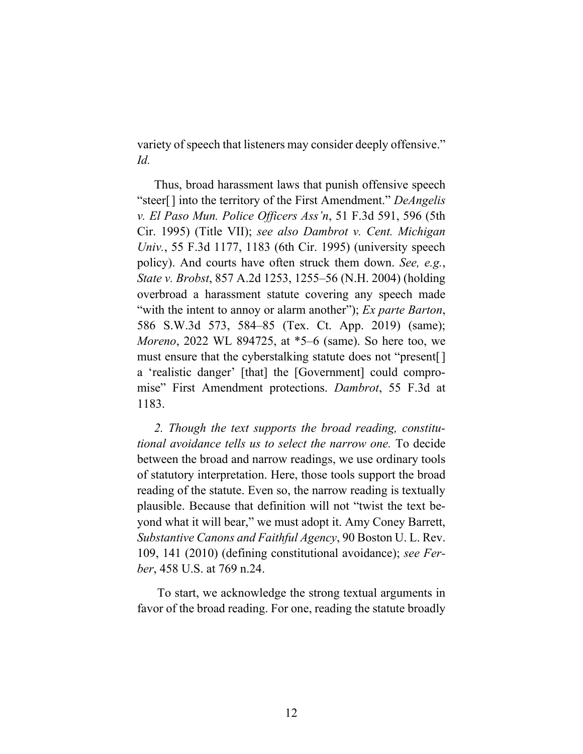variety of speech that listeners may consider deeply offensive." *Id.*

Thus, broad harassment laws that punish offensive speech "steer[] into the territory of the First Amendment." *DeAngelis v. El Paso Mun. Police Officers Ass'n*, 51 F.3d 591, 596 (5th Cir. 1995) (Title VII); *see also Dambrot v. Cent. Michigan Univ.*, 55 F.3d 1177, 1183 (6th Cir. 1995) (university speech policy). And courts have often struck them down. *See, e.g.*, *State v. Brobst*, 857 A.2d 1253, 1255–56 (N.H. 2004) (holding overbroad a harassment statute covering any speech made "with the intent to annoy or alarm another"); *Ex parte Barton*, 586 S.W.3d 573, 584–85 (Tex. Ct. App. 2019) (same); *Moreno*, 2022 WL 894725, at *5–6 (same). So here too, we must ensure that the cyberstalking statute does not "present[] a 'realistic danger' [that] the [Government] could compromise" First Amendment protections. *Dambrot*, 55 F.3d at 1183.

*2. Though the text supports the broad reading, constitutional avoidance tells us to select the narrow one.* To decide between the broad and narrow readings, we use ordinary tools of statutory interpretation. Here, those tools support the broad reading of the statute. Even so, the narrow reading is textually plausible. Because that definition will not "twist the text beyond what it will bear," we must adopt it. Amy Coney Barrett, *Substantive Canons and Faithful Agency*, 90 Boston U. L. Rev. 109, 141 (2010) (defining constitutional avoidance); *see Ferber*, 458 U.S. at 769 n.24.

To start, we acknowledge the strong textual arguments in favor of the broad reading. For one, reading the statute broadly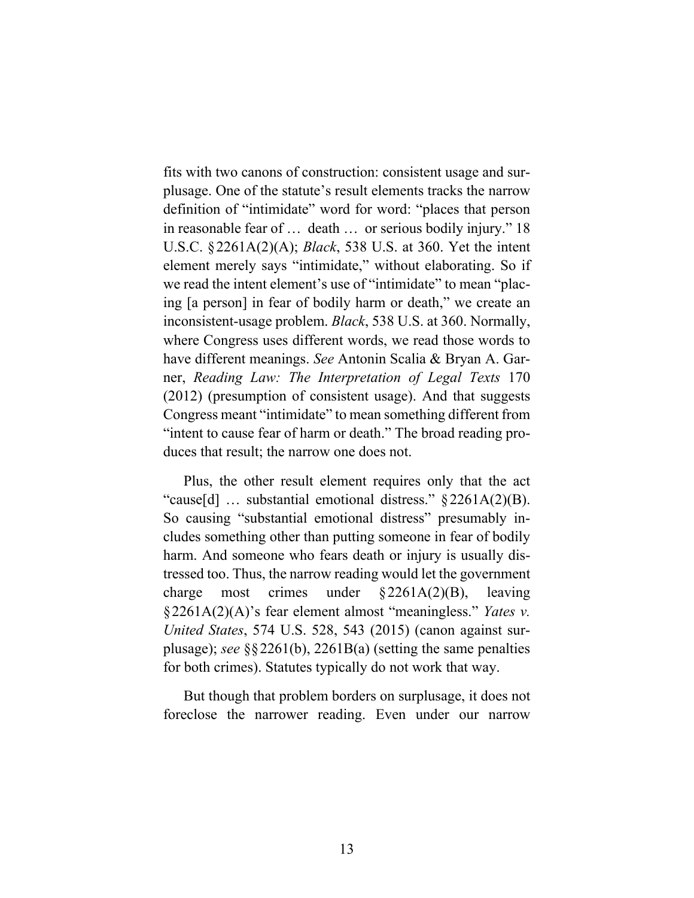fits with two canons of construction: consistent usage and surplusage. One of the statute's result elements tracks the narrow definition of "intimidate" word for word: "places that person in reasonable fear of … death … or serious bodily injury." 18 U.S.C. §2261A(2)(A); *Black*, 538 U.S. at 360. Yet the intent element merely says "intimidate," without elaborating. So if we read the intent element's use of "intimidate" to mean "placing [a person] in fear of bodily harm or death," we create an inconsistent-usage problem. *Black*, 538 U.S. at 360. Normally, where Congress uses different words, we read those words to have different meanings. *See* Antonin Scalia & Bryan A. Garner, *Reading Law: The Interpretation of Legal Texts* 170 (2012) (presumption of consistent usage). And that suggests Congress meant "intimidate" to mean something different from "intent to cause fear of harm or death." The broad reading produces that result; the narrow one does not.

Plus, the other result element requires only that the act "cause[d] … substantial emotional distress." §2261A(2)(B). So causing "substantial emotional distress" presumably includes something other than putting someone in fear of bodily harm. And someone who fears death or injury is usually distressed too. Thus, the narrow reading would let the government charge most crimes under §2261A(2)(B), leaving §2261A(2)(A)'s fear element almost "meaningless." *Yates v. United States*, 574 U.S. 528, 543 (2015) (canon against surplusage); *see* §§2261(b), 2261B(a) (setting the same penalties for both crimes). Statutes typically do not work that way.

But though that problem borders on surplusage, it does not foreclose the narrower reading. Even under our narrow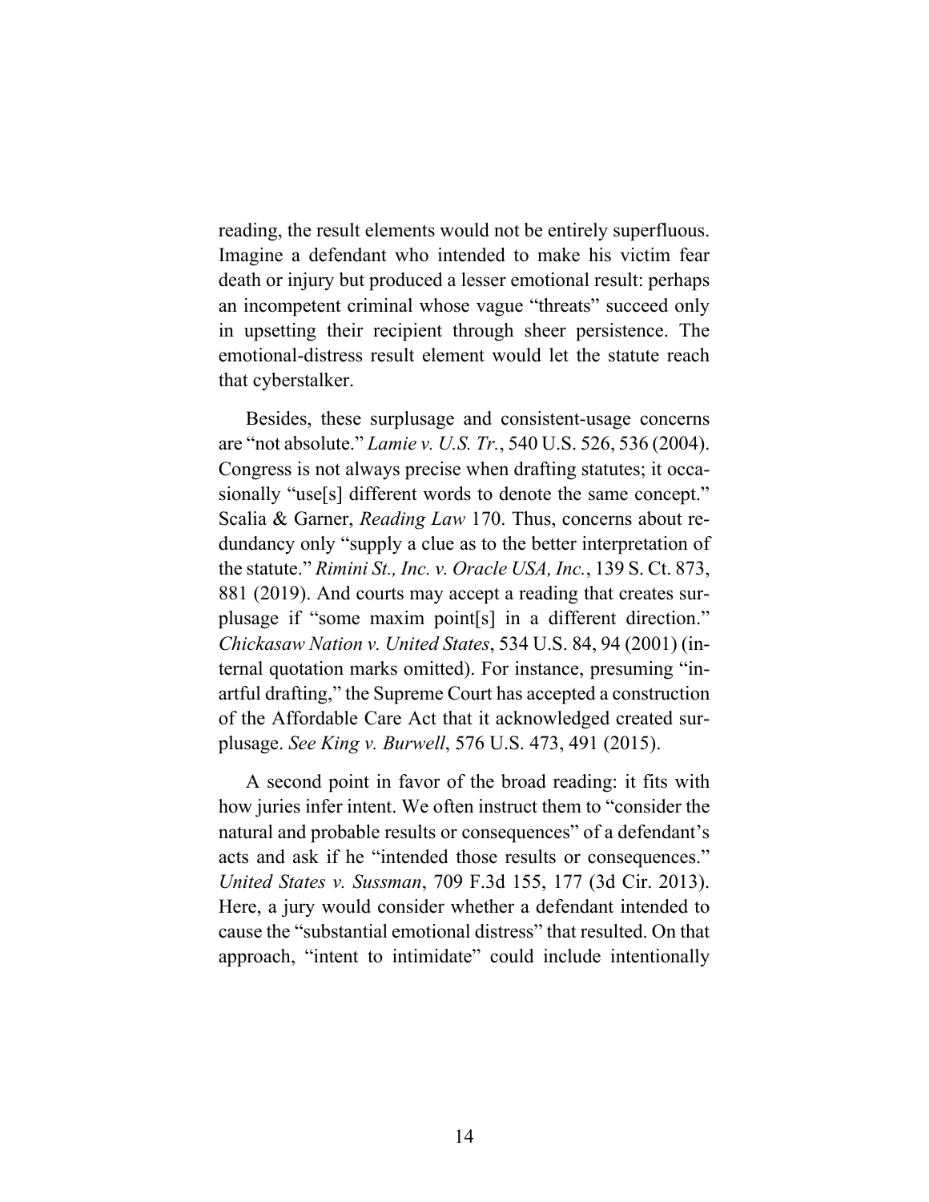reading, the result elements would not be entirely superfluous. Imagine a defendant who intended to make his victim fear death or injury but produced a lesser emotional result: perhaps an incompetent criminal whose vague "threats" succeed only in upsetting their recipient through sheer persistence. The emotional-distress result element would let the statute reach that cyberstalker.

Besides, these surplusage and consistent-usage concerns are "not absolute." *Lamie v. U.S. Tr.*, 540 U.S. 526, 536 (2004). Congress is not always precise when drafting statutes; it occasionally "use[s] different words to denote the same concept." Scalia & Garner, *Reading Law* 170. Thus, concerns about redundancy only "supply a clue as to the better interpretation of the statute." *Rimini St., Inc. v. Oracle USA, Inc.*, 139 S. Ct. 873, 881 (2019). And courts may accept a reading that creates surplusage if "some maxim point[s] in a different direction." *Chickasaw Nation v. United States*, 534 U.S. 84, 94 (2001) (internal quotation marks omitted). For instance, presuming "inartful drafting," the Supreme Court has accepted a construction of the Affordable Care Act that it acknowledged created surplusage. *See King v. Burwell*, 576 U.S. 473, 491 (2015).

A second point in favor of the broad reading: it fits with how juries infer intent. We often instruct them to "consider the natural and probable results or consequences" of a defendant's acts and ask if he "intended those results or consequences." *United States v. Sussman*, 709 F.3d 155, 177 (3d Cir. 2013). Here, a jury would consider whether a defendant intended to cause the "substantial emotional distress" that resulted. On that approach, "intent to intimidate" could include intentionally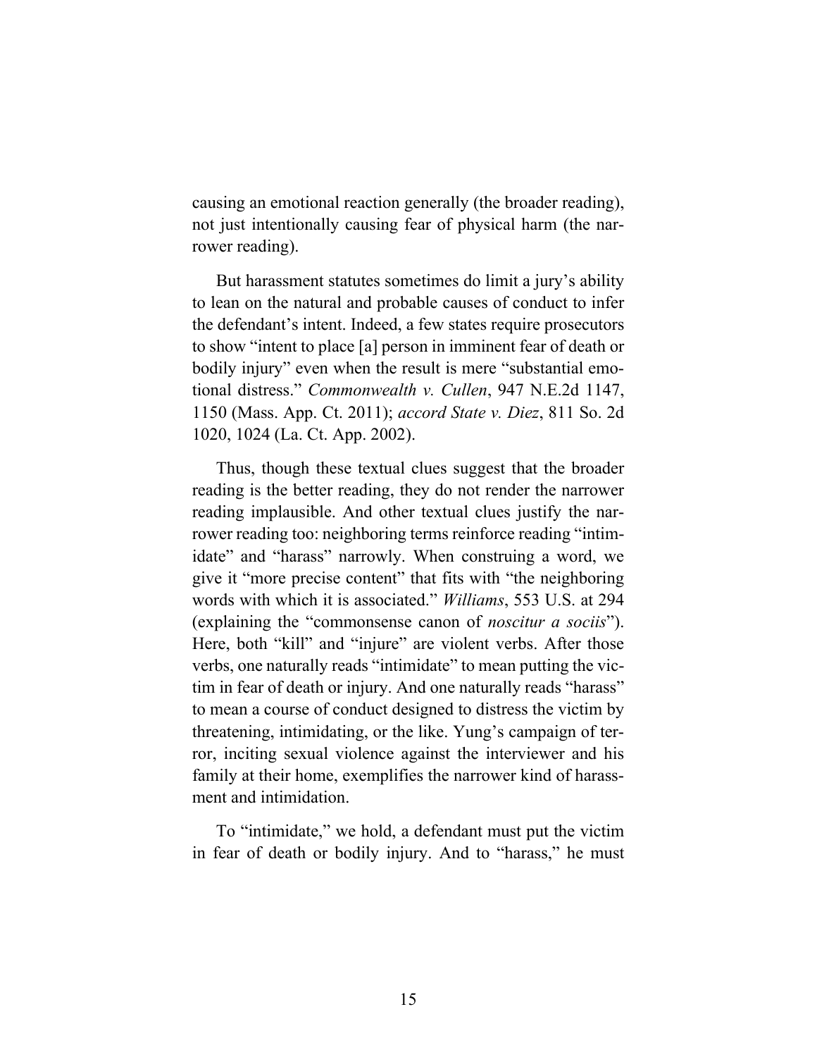causing an emotional reaction generally (the broader reading), not just intentionally causing fear of physical harm (the narrower reading).

But harassment statutes sometimes do limit a jury's ability to lean on the natural and probable causes of conduct to infer the defendant's intent. Indeed, a few states require prosecutors to show "intent to place [a] person in imminent fear of death or bodily injury" even when the result is mere "substantial emotional distress." *Commonwealth v. Cullen*, 947 N.E.2d 1147, 1150 (Mass. App. Ct. 2011); *accord State v. Diez*, 811 So. 2d 1020, 1024 (La. Ct. App. 2002).

Thus, though these textual clues suggest that the broader reading is the better reading, they do not render the narrower reading implausible. And other textual clues justify the narrower reading too: neighboring terms reinforce reading "intimidate" and "harass" narrowly. When construing a word, we give it "more precise content" that fits with "the neighboring words with which it is associated." *Williams*, 553 U.S. at 294 (explaining the "commonsense canon of *noscitur a sociis*"). Here, both "kill" and "injure" are violent verbs. After those verbs, one naturally reads "intimidate" to mean putting the victim in fear of death or injury. And one naturally reads "harass" to mean a course of conduct designed to distress the victim by threatening, intimidating, or the like. Yung's campaign of terror, inciting sexual violence against the interviewer and his family at their home, exemplifies the narrower kind of harassment and intimidation.

To "intimidate," we hold, a defendant must put the victim in fear of death or bodily injury. And to "harass," he must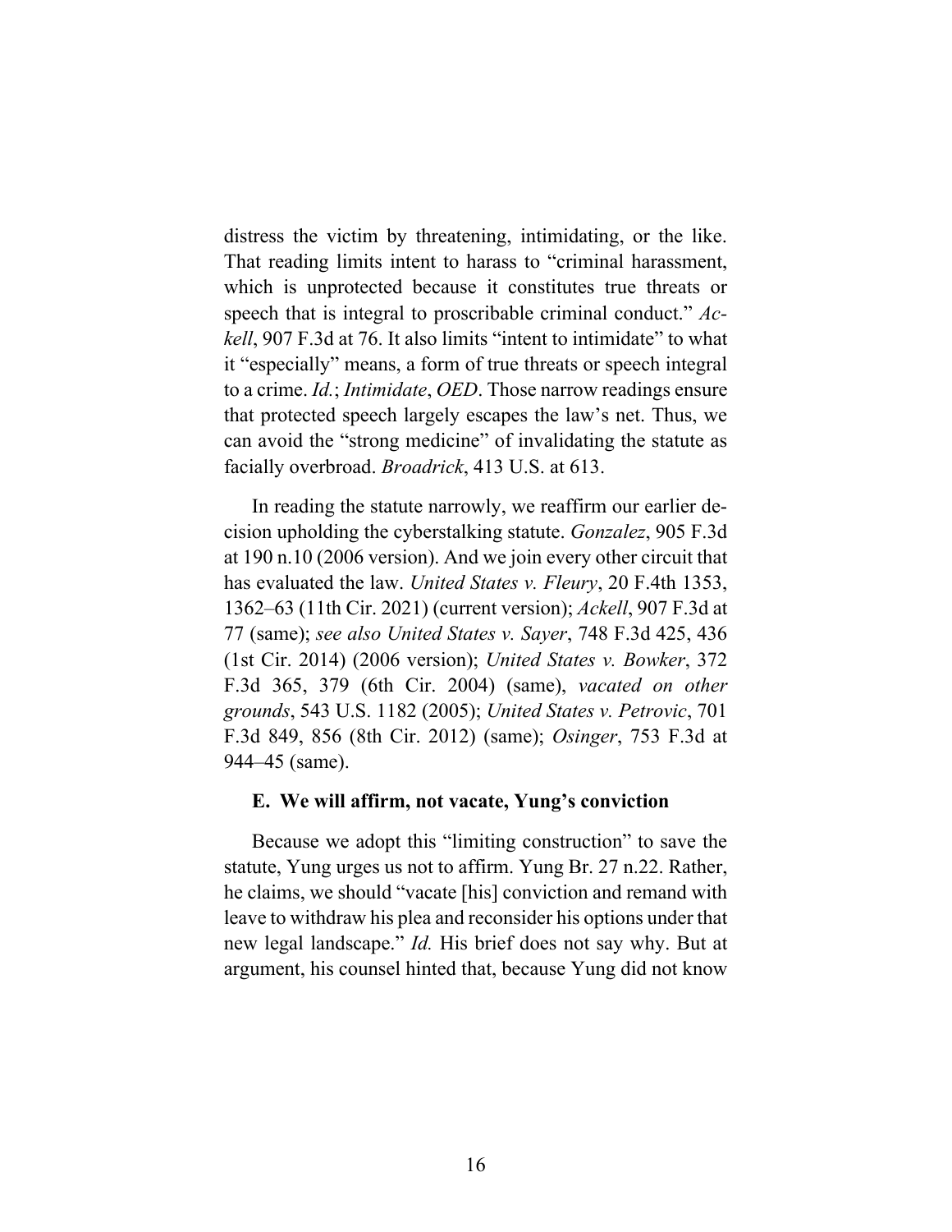distress the victim by threatening, intimidating, or the like. That reading limits intent to harass to "criminal harassment, which is unprotected because it constitutes true threats or speech that is integral to proscribable criminal conduct." *Ackell*, 907 F.3d at 76. It also limits "intent to intimidate" to what it "especially" means, a form of true threats or speech integral to a crime. *Id.*; *Intimidate*, *OED*. Those narrow readings ensure that protected speech largely escapes the law's net. Thus, we can avoid the "strong medicine" of invalidating the statute as facially overbroad. *Broadrick*, 413 U.S. at 613.

In reading the statute narrowly, we reaffirm our earlier decision upholding the cyberstalking statute. *Gonzalez*, 905 F.3d at 190 n.10 (2006 version). And we join every other circuit that has evaluated the law. *United States v. Fleury*, 20 F.4th 1353, 1362–63 (11th Cir. 2021) (current version); *Ackell*, 907 F.3d at 77 (same); *see also United States v. Sayer*, 748 F.3d 425, 436 (1st Cir. 2014) (2006 version); *United States v. Bowker*, 372 F.3d 365, 379 (6th Cir. 2004) (same), *vacated on other grounds*, 543 U.S. 1182 (2005); *United States v. Petrovic*, 701 F.3d 849, 856 (8th Cir. 2012) (same); *Osinger*, 753 F.3d at 944–45 (same).

### E. We will affirm, not vacate, Yung's conviction

Because we adopt this "limiting construction" to save the statute, Yung urges us not to affirm. Yung Br. 27 n.22. Rather, he claims, we should "vacate [his] conviction and remand with leave to withdraw his plea and reconsider his options under that new legal landscape." *Id.* His brief does not say why. But at argument, his counsel hinted that, because Yung did not know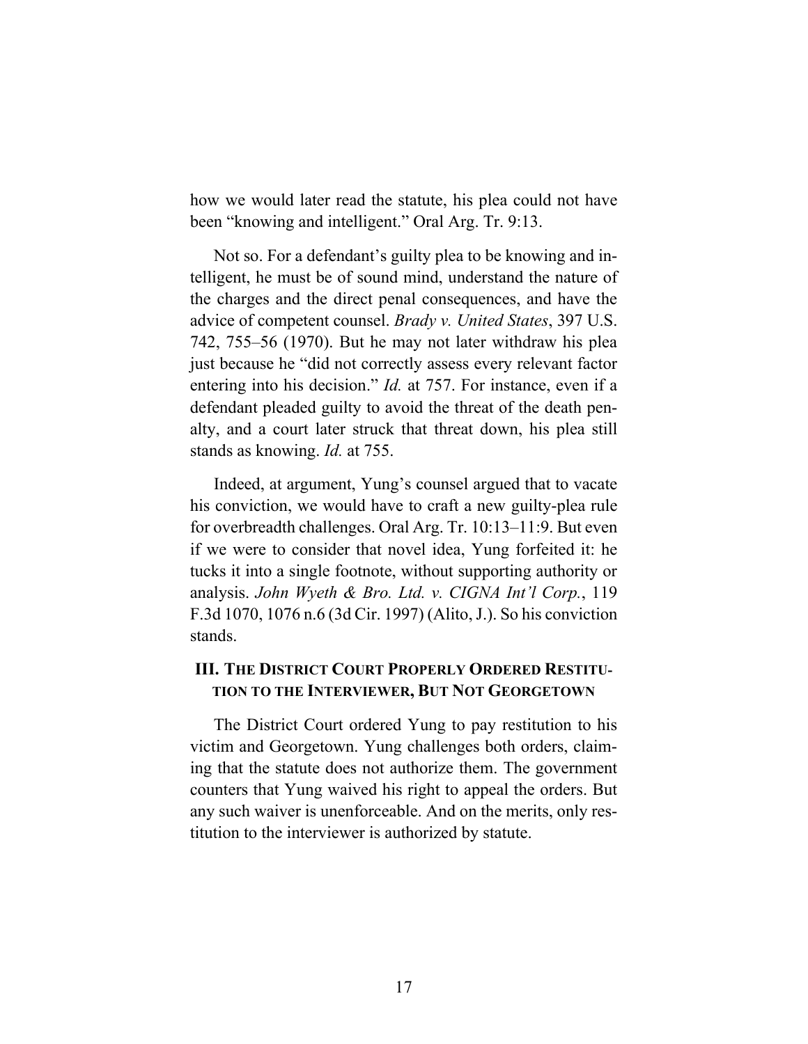how we would later read the statute, his plea could not have been "knowing and intelligent." Oral Arg. Tr. 9:13.

Not so. For a defendant's guilty plea to be knowing and intelligent, he must be of sound mind, understand the nature of the charges and the direct penal consequences, and have the advice of competent counsel. *Brady v. United States*, 397 U.S. 742, 755–56 (1970). But he may not later withdraw his plea just because he "did not correctly assess every relevant factor entering into his decision." *Id.* at 757. For instance, even if a defendant pleaded guilty to avoid the threat of the death penalty, and a court later struck that threat down, his plea still stands as knowing. *Id.* at 755.

Indeed, at argument, Yung's counsel argued that to vacate his conviction, we would have to craft a new guilty-plea rule for overbreadth challenges. Oral Arg. Tr. 10:13–11:9. But even if we were to consider that novel idea, Yung forfeited it: he tucks it into a single footnote, without supporting authority or analysis. *John Wyeth & Bro. Ltd. v. CIGNA Int'l Corp.*, 119 F.3d 1070, 1076 n.6 (3d Cir. 1997) (Alito, J.). So his conviction stands.

## III. The District Court Properly Ordered Restitution to the Interviewer, But Not Georgetown

The District Court ordered Yung to pay restitution to his victim and Georgetown. Yung challenges both orders, claiming that the statute does not authorize them. The government counters that Yung waived his right to appeal the orders. But any such waiver is unenforceable. And on the merits, only restitution to the interviewer is authorized by statute.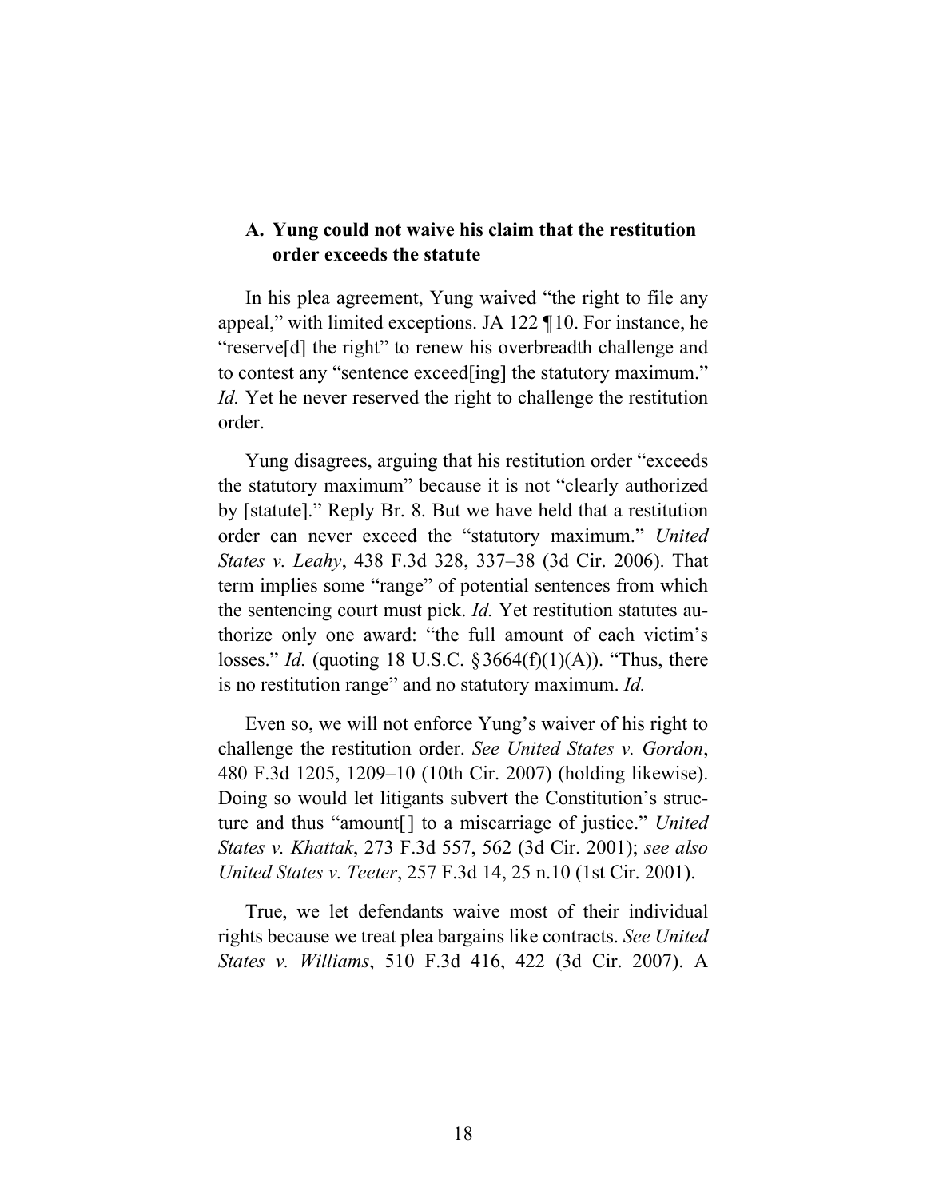### A. Yung could not waive his claim that the restitution order exceeds the statute

In his plea agreement, Yung waived "the right to file any appeal," with limited exceptions. JA 122 ¶10. For instance, he "reserve[d] the right" to renew his overbreadth challenge and to contest any "sentence exceed[ing] the statutory maximum." *Id.* Yet he never reserved the right to challenge the restitution order.

Yung disagrees, arguing that his restitution order "exceeds the statutory maximum" because it is not "clearly authorized by [statute]." Reply Br. 8. But we have held that a restitution order can never exceed the "statutory maximum." *United States v. Leahy*, 438 F.3d 328, 337–38 (3d Cir. 2006). That term implies some "range" of potential sentences from which the sentencing court must pick. *Id.* Yet restitution statutes authorize only one award: "the full amount of each victim's losses." *Id.* (quoting 18 U.S.C. §3664(f)(1)(A)). "Thus, there is no restitution range" and no statutory maximum. *Id.*

Even so, we will not enforce Yung's waiver of his right to challenge the restitution order. *See United States v. Gordon*, 480 F.3d 1205, 1209–10 (10th Cir. 2007) (holding likewise). Doing so would let litigants subvert the Constitution's structure and thus "amount[] to a miscarriage of justice." *United States v. Khattak*, 273 F.3d 557, 562 (3d Cir. 2001); *see also United States v. Teeter*, 257 F.3d 14, 25 n.10 (1st Cir. 2001).

True, we let defendants waive most of their individual rights because we treat plea bargains like contracts. *See United States v. Williams*, 510 F.3d 416, 422 (3d Cir. 2007). A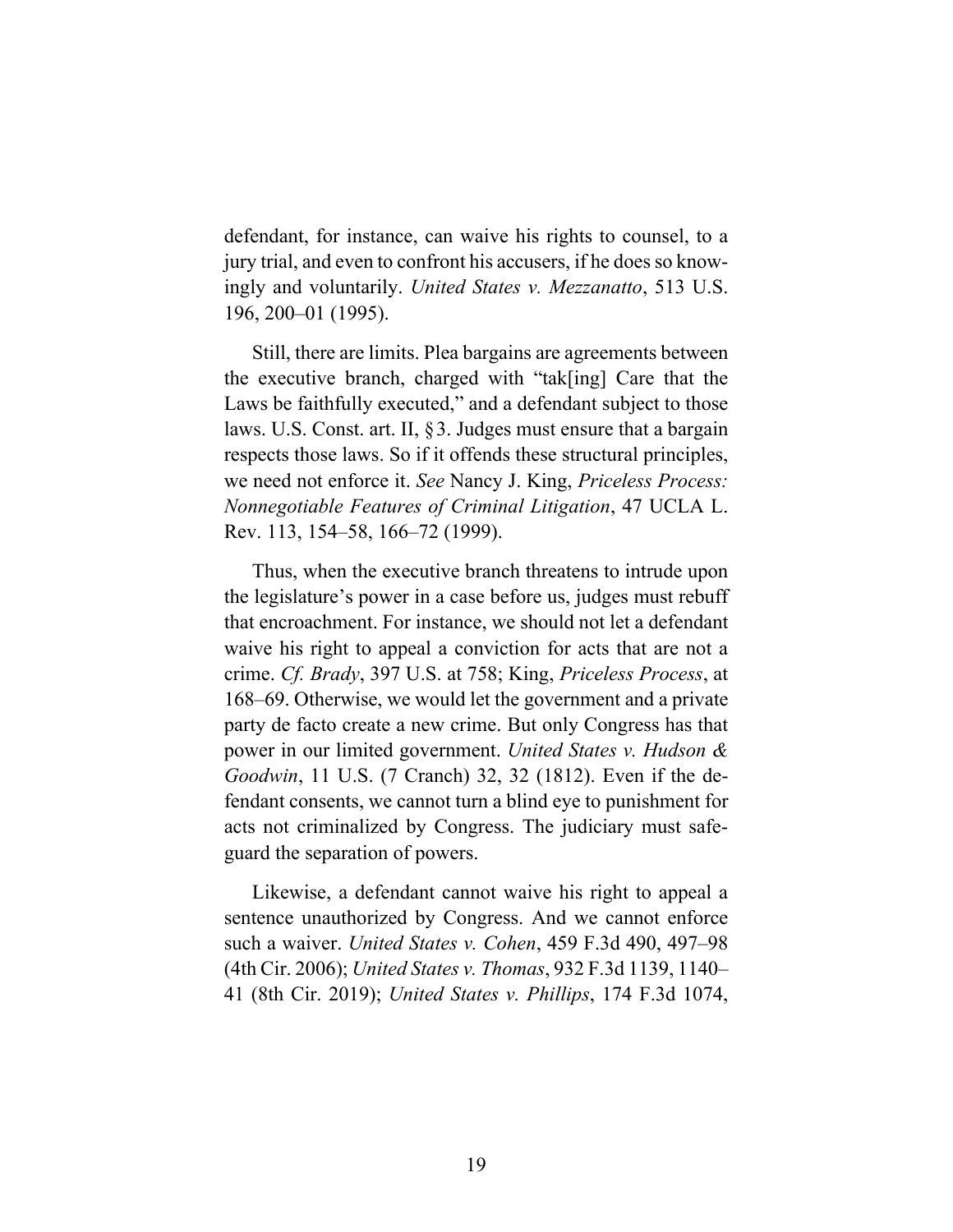defendant, for instance, can waive his rights to counsel, to a jury trial, and even to confront his accusers, if he does so knowingly and voluntarily. *United States v. Mezzanatto*, 513 U.S. 196, 200–01 (1995).

Still, there are limits. Plea bargains are agreements between the executive branch, charged with "tak[ing] Care that the Laws be faithfully executed," and a defendant subject to those laws. U.S. Const. art. II, § 3. Judges must ensure that a bargain respects those laws. So if it offends these structural principles, we need not enforce it. *See* Nancy J. King, *Priceless Process: Nonnegotiable Features of Criminal Litigation*, 47 UCLA L. Rev. 113, 154–58, 166–72 (1999).

Thus, when the executive branch threatens to intrude upon the legislature's power in a case before us, judges must rebuff that encroachment. For instance, we should not let a defendant waive his right to appeal a conviction for acts that are not a crime. *Cf. Brady*, 397 U.S. at 758; King, *Priceless Process*, at 168–69. Otherwise, we would let the government and a private party de facto create a new crime. But only Congress has that power in our limited government. *United States v. Hudson & Goodwin*, 11 U.S. (7 Cranch) 32, 32 (1812). Even if the defendant consents, we cannot turn a blind eye to punishment for acts not criminalized by Congress. The judiciary must safeguard the separation of powers.

Likewise, a defendant cannot waive his right to appeal a sentence unauthorized by Congress. And we cannot enforce such a waiver. *United States v. Cohen*, 459 F.3d 490, 497–98 (4th Cir. 2006); *United States v. Thomas*, 932 F.3d 1139, 1140–41 (8th Cir. 2019); *United States v. Phillips*, 174 F.3d 1074,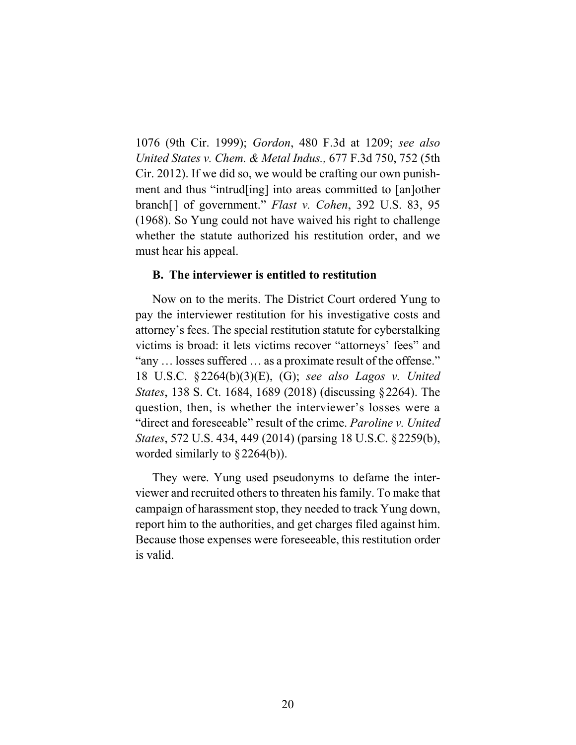1076 (9th Cir. 1999); *Gordon*, 480 F.3d at 1209; *see also United States v. Chem. & Metal Indus.,* 677 F.3d 750, 752 (5th Cir. 2012). If we did so, we would be crafting our own punishment and thus "intrud[ing] into areas committed to [an]other branch[ ] of government." *Flast v. Cohen*, 392 U.S. 83, 95 (1968). So Yung could not have waived his right to challenge whether the statute authorized his restitution order, and we must hear his appeal.

### B. The interviewer is entitled to restitution

Now on to the merits. The District Court ordered Yung to pay the interviewer restitution for his investigative costs and attorney's fees. The special restitution statute for cyberstalking victims is broad: it lets victims recover "attorneys' fees" and "any … losses suffered … as a proximate result of the offense." 18 U.S.C. § 2264(b)(3)(E), (G); *see also Lagos v. United States*, 138 S. Ct. 1684, 1689 (2018) (discussing § 2264). The question, then, is whether the interviewer's losses were a "direct and foreseeable" result of the crime. *Paroline v. United States*, 572 U.S. 434, 449 (2014) (parsing 18 U.S.C. § 2259(b), worded similarly to § 2264(b)).

They were. Yung used pseudonyms to defame the interviewer and recruited others to threaten his family. To make that campaign of harassment stop, they needed to track Yung down, report him to the authorities, and get charges filed against him. Because those expenses were foreseeable, this restitution order is valid.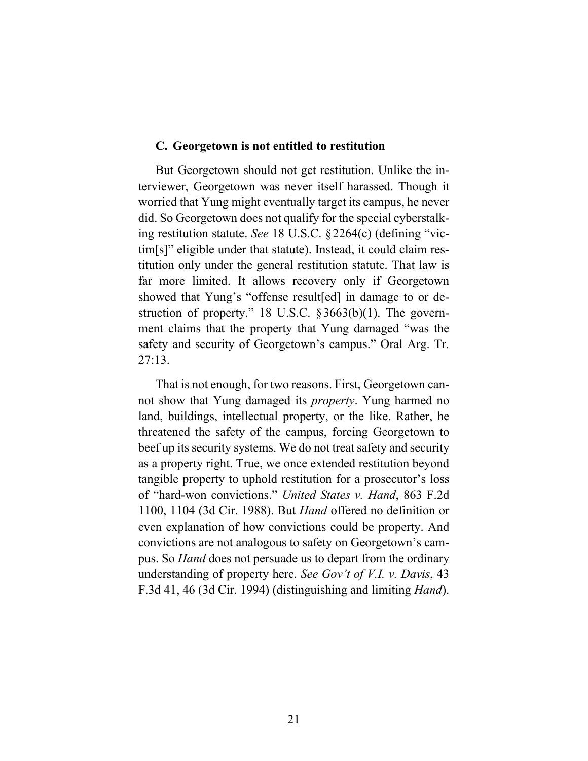### C. Georgetown is not entitled to restitution

But Georgetown should not get restitution. Unlike the interviewer, Georgetown was never itself harassed. Though it worried that Yung might eventually target its campus, he never did. So Georgetown does not qualify for the special cyberstalking restitution statute. *See* 18 U.S.C. § 2264(c) (defining "victim[s]" eligible under that statute). Instead, it could claim restitution only under the general restitution statute. That law is far more limited. It allows recovery only if Georgetown showed that Yung's "offense result[ed] in damage to or destruction of property." 18 U.S.C. § 3663(b)(1). The government claims that the property that Yung damaged "was the safety and security of Georgetown's campus." Oral Arg. Tr. 27:13.

That is not enough, for two reasons. First, Georgetown cannot show that Yung damaged its *property*. Yung harmed no land, buildings, intellectual property, or the like. Rather, he threatened the safety of the campus, forcing Georgetown to beef up its security systems. We do not treat safety and security as a property right. True, we once extended restitution beyond tangible property to uphold restitution for a prosecutor's loss of "hard-won convictions." *United States v. Hand*, 863 F.2d 1100, 1104 (3d Cir. 1988). But *Hand* offered no definition or even explanation of how convictions could be property. And convictions are not analogous to safety on Georgetown's campus. So *Hand* does not persuade us to depart from the ordinary understanding of property here. *See Gov't of V.I. v. Davis*, 43 F.3d 41, 46 (3d Cir. 1994) (distinguishing and limiting *Hand*).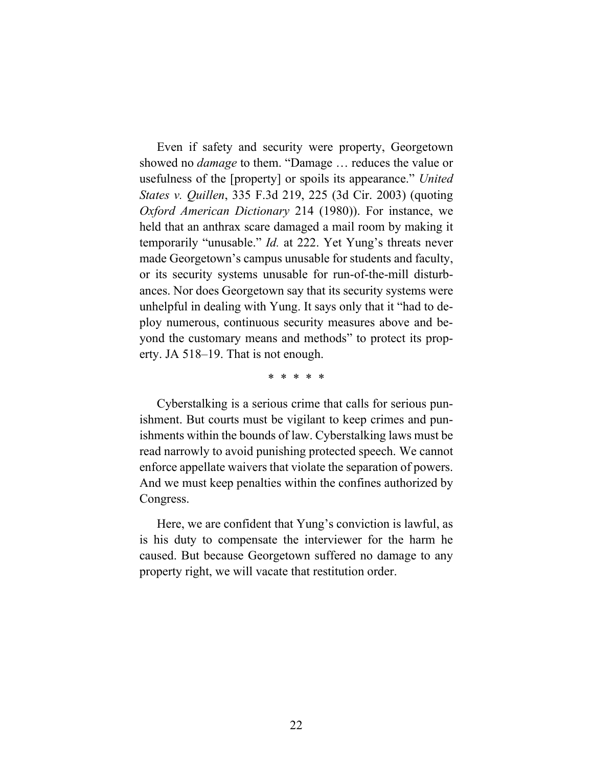Even if safety and security were property, Georgetown showed no *damage* to them. "Damage … reduces the value or usefulness of the [property] or spoils its appearance." *United States v. Quillen*, 335 F.3d 219, 225 (3d Cir. 2003) (quoting *Oxford American Dictionary* 214 (1980)). For instance, we held that an anthrax scare damaged a mail room by making it temporarily "unusable." *Id.* at 222. Yet Yung's threats never made Georgetown's campus unusable for students and faculty, or its security systems unusable for run-of-the-mill disturbances. Nor does Georgetown say that its security systems were unhelpful in dealing with Yung. It says only that it "had to deploy numerous, continuous security measures above and beyond the customary means and methods" to protect its property. JA 518–19. That is not enough.

\* \* \* \* \*

Cyberstalking is a serious crime that calls for serious punishment. But courts must be vigilant to keep crimes and punishments within the bounds of law. Cyberstalking laws must be read narrowly to avoid punishing protected speech. We cannot enforce appellate waivers that violate the separation of powers. And we must keep penalties within the confines authorized by Congress.

Here, we are confident that Yung's conviction is lawful, as is his duty to compensate the interviewer for the harm he caused. But because Georgetown suffered no damage to any property right, we will vacate that restitution order.